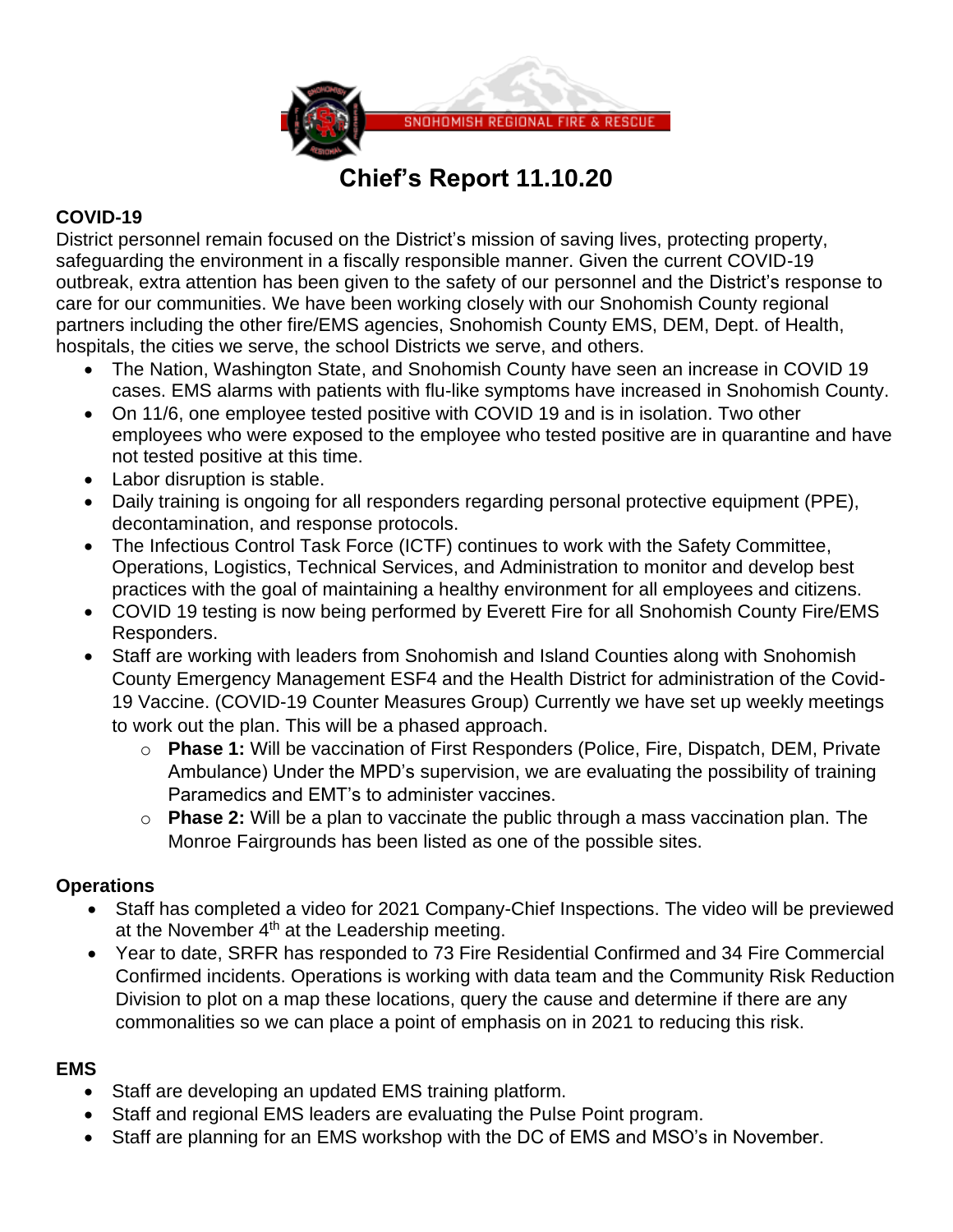SNOHOMISH REGIONAL FIRE & RESCUE

# Chief's Report 11.10.20

## COVID-19

District personnel remain focused on the District's mission of saving lives, protecting property, safeguarding the environment in a fiscally responsible manner. Given the current COVID-19 outbreak, extra attention has been given to the safety of our personnel and the District's response to care for our communities. We have been working closely with our Snohomish County regional partners including the other fire/EMS agencies, Snohomish County EMS, DEM, Dept. of Health, hospitals, the cities we serve, the school Districts we serve, and others.

- The Nation, Washington State, and Snohomish County have seen an increase in COVID 19 cases. EMS alarms with patients with flu-like symptoms have increased in Snohomish County.
- On 11/6, one employee tested positive with COVID 19 and is in isolation. Two other employees who were exposed to the employee who tested positive are in quarantine and have not tested positive at this time.
- Labor disruption is stable.
- Daily training is ongoing for all responders regarding personal protective equipment (PPE), decontamination, and response protocols.
- The Infectious Control Task Force (ICTF) continues to work with the Safety Committee, Operations, Logistics, Technical Services, and Administration to monitor and develop best practices with the goal of maintaining a healthy environment for all employees and citizens.
- COVID 19 testing is now being performed by Everett Fire for all Snohomish County Fire/EMS Responders.
- Staff are working with leaders from Snohomish and Island Counties along with Snohomish County Emergency Management ESF4 and the Health District for administration of the Covid-19 Vaccine. (COVID-19 Counter Measures Group) Currently we have set up weekly meetings to work out the plan. This will be a phased approach.
  - **Phase 1:** Will be vaccination of First Responders (Police, Fire, Dispatch, DEM, Private Ambulance) Under the MPD's supervision, we are evaluating the possibility of training Paramedics and EMT's to administer vaccines.
  - **Phase 2:** Will be a plan to vaccinate the public through a mass vaccination plan. The Monroe Fairgrounds has been listed as one of the possible sites.

## Operations

- Staff has completed a video for 2021 Company-Chief Inspections. The video will be previewed at the November 4th at the Leadership meeting.
- Year to date, SRFR has responded to 73 Fire Residential Confirmed and 34 Fire Commercial Confirmed incidents. Operations is working with data team and the Community Risk Reduction Division to plot on a map these locations, query the cause and determine if there are any commonalities so we can place a point of emphasis on in 2021 to reducing this risk.

## EMS

- Staff are developing an updated EMS training platform.
- Staff and regional EMS leaders are evaluating the Pulse Point program.
- Staff are planning for an EMS workshop with the DC of EMS and MSO's in November.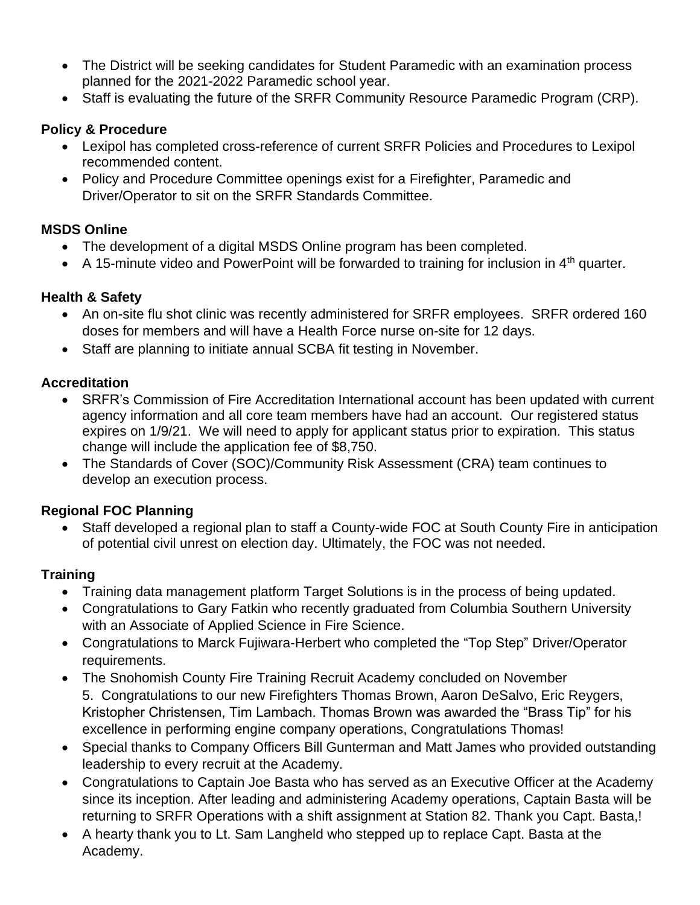- The District will be seeking candidates for Student Paramedic with an examination process planned for the 2021-2022 Paramedic school year.
- Staff is evaluating the future of the SRFR Community Resource Paramedic Program (CRP).

**Policy & Procedure**

- Lexipol has completed cross-reference of current SRFR Policies and Procedures to Lexipol recommended content.
- Policy and Procedure Committee openings exist for a Firefighter, Paramedic and Driver/Operator to sit on the SRFR Standards Committee.

**MSDS Online**

- The development of a digital MSDS Online program has been completed.
- A 15-minute video and PowerPoint will be forwarded to training for inclusion in 4th quarter.

**Health & Safety**

- An on-site flu shot clinic was recently administered for SRFR employees. SRFR ordered 160 doses for members and will have a Health Force nurse on-site for 12 days.
- Staff are planning to initiate annual SCBA fit testing in November.

**Accreditation**

- SRFR's Commission of Fire Accreditation International account has been updated with current agency information and all core team members have had an account. Our registered status expires on 1/9/21. We will need to apply for applicant status prior to expiration. This status change will include the application fee of $8,750.
- The Standards of Cover (SOC)/Community Risk Assessment (CRA) team continues to develop an execution process.

**Regional FOC Planning**

- Staff developed a regional plan to staff a County-wide FOC at South County Fire in anticipation of potential civil unrest on election day. Ultimately, the FOC was not needed.

**Training**

- Training data management platform Target Solutions is in the process of being updated.
- Congratulations to Gary Fatkin who recently graduated from Columbia Southern University with an Associate of Applied Science in Fire Science.
- Congratulations to Marck Fujiwara-Herbert who completed the "Top Step" Driver/Operator requirements.
- The Snohomish County Fire Training Recruit Academy concluded on November 5. Congratulations to our new Firefighters Thomas Brown, Aaron DeSalvo, Eric Reygers, Kristopher Christensen, Tim Lambach. Thomas Brown was awarded the "Brass Tip" for his excellence in performing engine company operations, Congratulations Thomas!
- Special thanks to Company Officers Bill Gunterman and Matt James who provided outstanding leadership to every recruit at the Academy.
- Congratulations to Captain Joe Basta who has served as an Executive Officer at the Academy since its inception. After leading and administering Academy operations, Captain Basta will be returning to SRFR Operations with a shift assignment at Station 82. Thank you Capt. Basta,!
- A hearty thank you to Lt. Sam Langheld who stepped up to replace Capt. Basta at the Academy.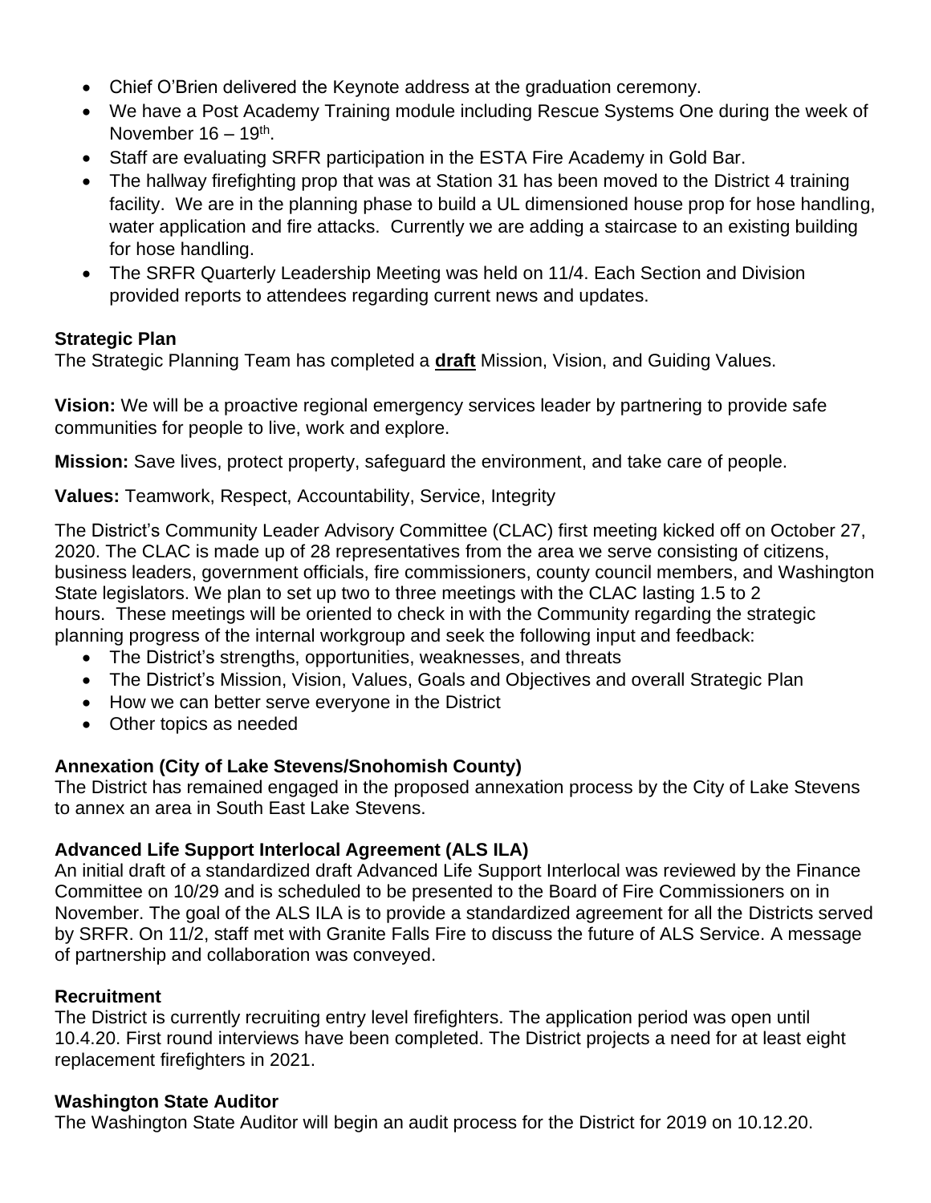- Chief O'Brien delivered the Keynote address at the graduation ceremony.
- We have a Post Academy Training module including Rescue Systems One during the week of November 16 – 19th.
- Staff are evaluating SRFR participation in the ESTA Fire Academy in Gold Bar.
- The hallway firefighting prop that was at Station 31 has been moved to the District 4 training facility. We are in the planning phase to build a UL dimensioned house prop for hose handling, water application and fire attacks. Currently we are adding a staircase to an existing building for hose handling.
- The SRFR Quarterly Leadership Meeting was held on 11/4. Each Section and Division provided reports to attendees regarding current news and updates.

**Strategic Plan**

The Strategic Planning Team has completed a **draft** Mission, Vision, and Guiding Values.

**Vision:** We will be a proactive regional emergency services leader by partnering to provide safe communities for people to live, work and explore.

**Mission:** Save lives, protect property, safeguard the environment, and take care of people.

**Values:** Teamwork, Respect, Accountability, Service, Integrity

The District's Community Leader Advisory Committee (CLAC) first meeting kicked off on October 27, 2020. The CLAC is made up of 28 representatives from the area we serve consisting of citizens, business leaders, government officials, fire commissioners, county council members, and Washington State legislators. We plan to set up two to three meetings with the CLAC lasting 1.5 to 2 hours. These meetings will be oriented to check in with the Community regarding the strategic planning progress of the internal workgroup and seek the following input and feedback:

- The District's strengths, opportunities, weaknesses, and threats
- The District's Mission, Vision, Values, Goals and Objectives and overall Strategic Plan
- How we can better serve everyone in the District
- Other topics as needed

**Annexation (City of Lake Stevens/Snohomish County)**

The District has remained engaged in the proposed annexation process by the City of Lake Stevens to annex an area in South East Lake Stevens.

**Advanced Life Support Interlocal Agreement (ALS ILA)**

An initial draft of a standardized draft Advanced Life Support Interlocal was reviewed by the Finance Committee on 10/29 and is scheduled to be presented to the Board of Fire Commissioners on in November. The goal of the ALS ILA is to provide a standardized agreement for all the Districts served by SRFR. On 11/2, staff met with Granite Falls Fire to discuss the future of ALS Service. A message of partnership and collaboration was conveyed.

**Recruitment**

The District is currently recruiting entry level firefighters. The application period was open until 10.4.20. First round interviews have been completed. The District projects a need for at least eight replacement firefighters in 2021.

**Washington State Auditor**

The Washington State Auditor will begin an audit process for the District for 2019 on 10.12.20.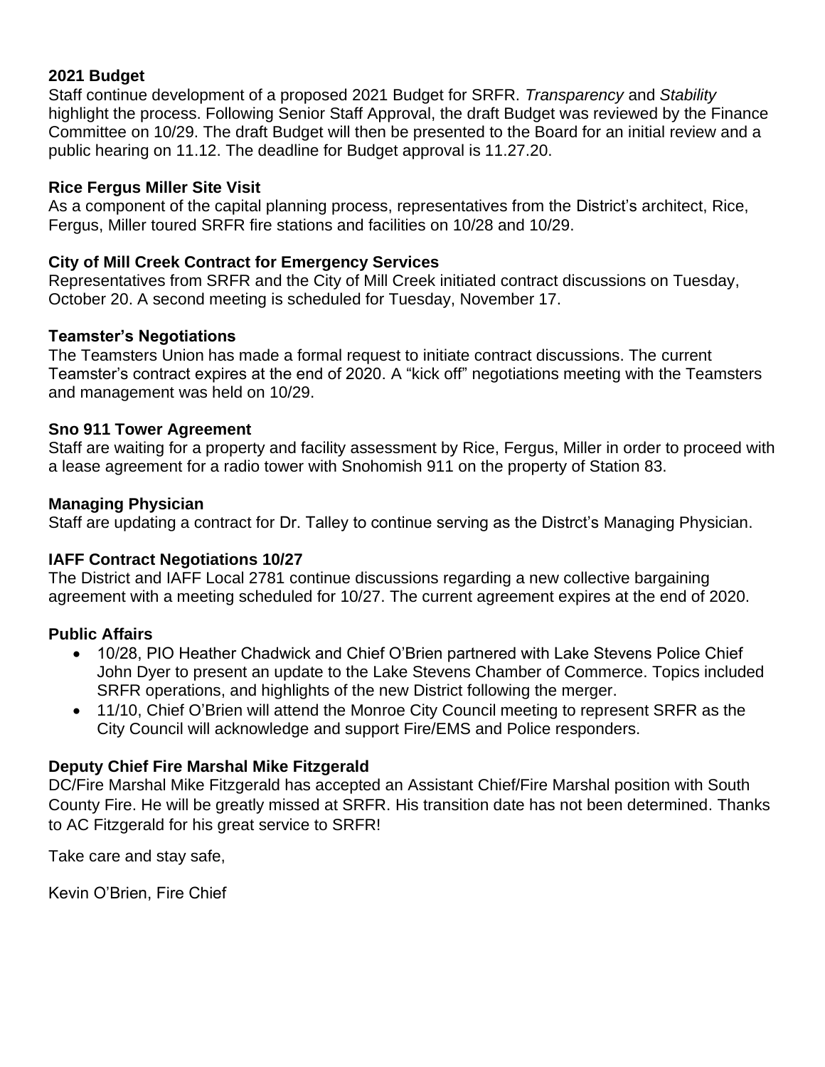**2021 Budget**

Staff continue development of a proposed 2021 Budget for SRFR. *Transparency* and *Stability* highlight the process. Following Senior Staff Approval, the draft Budget was reviewed by the Finance Committee on 10/29. The draft Budget will then be presented to the Board for an initial review and a public hearing on 11.12. The deadline for Budget approval is 11.27.20.

**Rice Fergus Miller Site Visit**

As a component of the capital planning process, representatives from the District's architect, Rice, Fergus, Miller toured SRFR fire stations and facilities on 10/28 and 10/29.

**City of Mill Creek Contract for Emergency Services**

Representatives from SRFR and the City of Mill Creek initiated contract discussions on Tuesday, October 20. A second meeting is scheduled for Tuesday, November 17.

**Teamster's Negotiations**

The Teamsters Union has made a formal request to initiate contract discussions. The current Teamster's contract expires at the end of 2020. A "kick off" negotiations meeting with the Teamsters and management was held on 10/29.

**Sno 911 Tower Agreement**

Staff are waiting for a property and facility assessment by Rice, Fergus, Miller in order to proceed with a lease agreement for a radio tower with Snohomish 911 on the property of Station 83.

**Managing Physician**

Staff are updating a contract for Dr. Talley to continue serving as the Distrct's Managing Physician.

**IAFF Contract Negotiations 10/27**

The District and IAFF Local 2781 continue discussions regarding a new collective bargaining agreement with a meeting scheduled for 10/27. The current agreement expires at the end of 2020.

**Public Affairs**

- 10/28, PIO Heather Chadwick and Chief O'Brien partnered with Lake Stevens Police Chief John Dyer to present an update to the Lake Stevens Chamber of Commerce. Topics included SRFR operations, and highlights of the new District following the merger.
- 11/10, Chief O'Brien will attend the Monroe City Council meeting to represent SRFR as the City Council will acknowledge and support Fire/EMS and Police responders.

**Deputy Chief Fire Marshal Mike Fitzgerald**

DC/Fire Marshal Mike Fitzgerald has accepted an Assistant Chief/Fire Marshal position with South County Fire. He will be greatly missed at SRFR. His transition date has not been determined. Thanks to AC Fitzgerald for his great service to SRFR!

Take care and stay safe,

Kevin O'Brien, Fire Chief